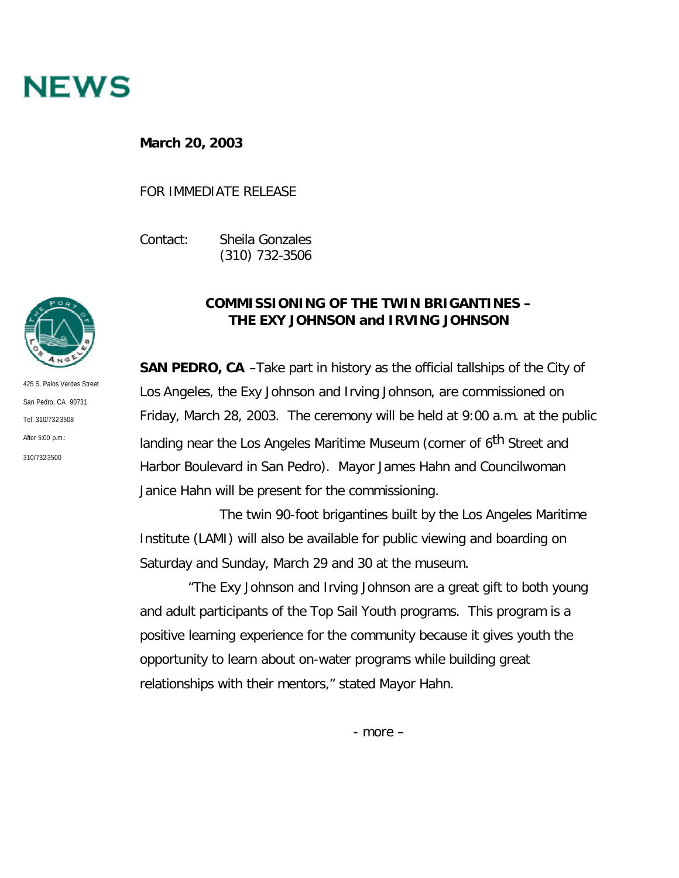# NEWS

**March 20, 2003**

FOR IMMEDIATE RELEASE

Contact: Sheila Gonzales
(310) 732-3506

425 S. Palos Verdes Street
San Pedro, CA 90731
Tel: 310/732-3508
After 5:00 p.m.:
310/732-3500

## COMMISSIONING OF THE TWIN BRIGANTINES – THE EXY JOHNSON and IRVING JOHNSON

**SAN PEDRO, CA** –Take part in history as the official tallships of the City of Los Angeles, the Exy Johnson and Irving Johnson, are commissioned on Friday, March 28, 2003. The ceremony will be held at 9:00 a.m. at the public landing near the Los Angeles Maritime Museum (corner of 6th Street and Harbor Boulevard in San Pedro). Mayor James Hahn and Councilwoman Janice Hahn will be present for the commissioning.

The twin 90-foot brigantines built by the Los Angeles Maritime Institute (LAMI) will also be available for public viewing and boarding on Saturday and Sunday, March 29 and 30 at the museum.

"The Exy Johnson and Irving Johnson are a great gift to both young and adult participants of the Top Sail Youth programs. This program is a positive learning experience for the community because it gives youth the opportunity to learn about on-water programs while building great relationships with their mentors," stated Mayor Hahn.

- more –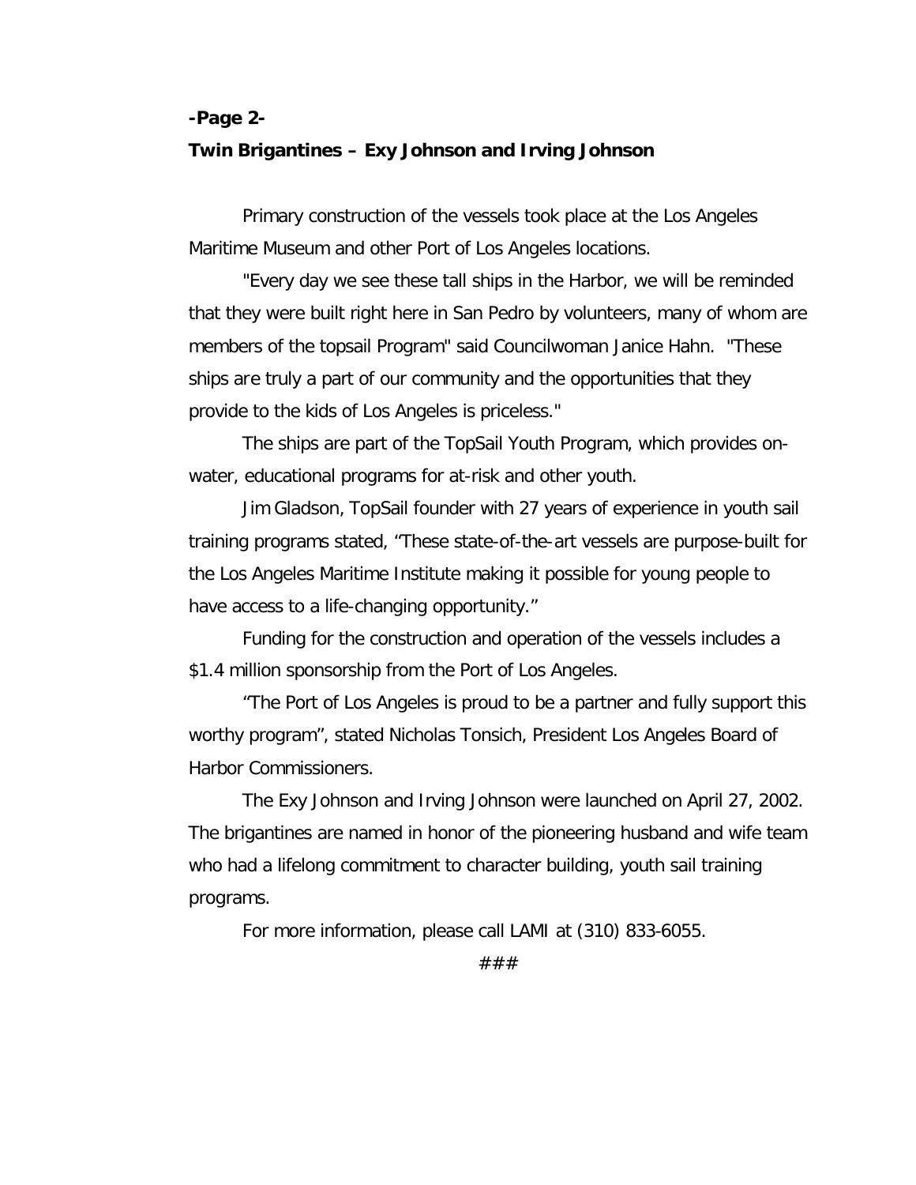**-Page 2-**

**Twin Brigantines – Exy Johnson and Irving Johnson**

Primary construction of the vessels took place at the Los Angeles Maritime Museum and other Port of Los Angeles locations.

"Every day we see these tall ships in the Harbor, we will be reminded that they were built right here in San Pedro by volunteers, many of whom are members of the topsail Program" said Councilwoman Janice Hahn. "These ships are truly a part of our community and the opportunities that they provide to the kids of Los Angeles is priceless."

The ships are part of the TopSail Youth Program, which provides on-water, educational programs for at-risk and other youth.

Jim Gladson, TopSail founder with 27 years of experience in youth sail training programs stated, "These state-of-the-art vessels are purpose-built for the Los Angeles Maritime Institute making it possible for young people to have access to a life-changing opportunity."

Funding for the construction and operation of the vessels includes a $1.4 million sponsorship from the Port of Los Angeles.

"The Port of Los Angeles is proud to be a partner and fully support this worthy program", stated Nicholas Tonsich, President Los Angeles Board of Harbor Commissioners.

The Exy Johnson and Irving Johnson were launched on April 27, 2002. The brigantines are named in honor of the pioneering husband and wife team who had a lifelong commitment to character building, youth sail training programs.

For more information, please call LAMI at (310) 833-6055.

###